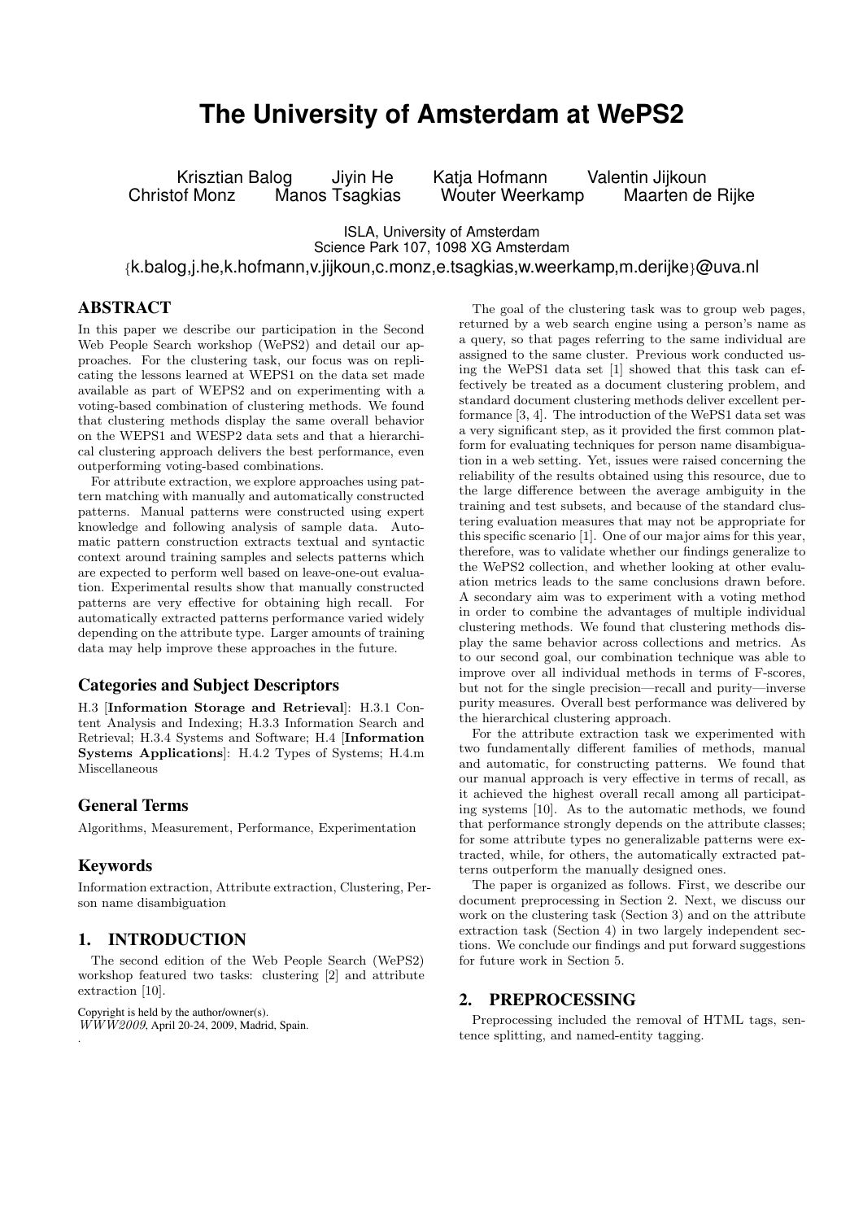# The University of Amsterdam at WePS2

Krisztian Balog Jiyin He Katja Hofmann Valentin Jijkoun
Christof Monz Manos Tsagkias Wouter Weerkamp Maarten de Rijke

ISLA, University of Amsterdam
Science Park 107, 1098 XG Amsterdam
{k.balog,j.he,k.hofmann,v.jijkoun,c.monz,e.tsagkias,w.weerkamp,m.derijke}@uva.nl

## ABSTRACT

In this paper we describe our participation in the Second Web People Search workshop (WePS2) and detail our approaches. For the clustering task, our focus was on replicating the lessons learned at WEPS1 on the data set made available as part of WEPS2 and on experimenting with a voting-based combination of clustering methods. We found that clustering methods display the same overall behavior on the WEPS1 and WESP2 data sets and that a hierarchical clustering approach delivers the best performance, even outperforming voting-based combinations.

For attribute extraction, we explore approaches using pattern matching with manually and automatically constructed patterns. Manual patterns were constructed using expert knowledge and following analysis of sample data. Automatic pattern construction extracts textual and syntactic context around training samples and selects patterns which are expected to perform well based on leave-one-out evaluation. Experimental results show that manually constructed patterns are very effective for obtaining high recall. For automatically extracted patterns performance varied widely depending on the attribute type. Larger amounts of training data may help improve these approaches in the future.

### Categories and Subject Descriptors

H.3 [**Information Storage and Retrieval**]: H.3.1 Content Analysis and Indexing; H.3.3 Information Search and Retrieval; H.3.4 Systems and Software; H.4 [**Information Systems Applications**]: H.4.2 Types of Systems; H.4.m Miscellaneous

### General Terms

Algorithms, Measurement, Performance, Experimentation

### Keywords

Information extraction, Attribute extraction, Clustering, Person name disambiguation

## 1. INTRODUCTION

The second edition of the Web People Search (WePS2) workshop featured two tasks: clustering [2] and attribute extraction [10].

The goal of the clustering task was to group web pages, returned by a web search engine using a person's name as a query, so that pages referring to the same individual are assigned to the same cluster. Previous work conducted using the WePS1 data set [1] showed that this task can effectively be treated as a document clustering problem, and standard document clustering methods deliver excellent performance [3, 4]. The introduction of the WePS1 data set was a very significant step, as it provided the first common platform for evaluating techniques for person name disambiguation in a web setting. Yet, issues were raised concerning the reliability of the results obtained using this resource, due to the large difference between the average ambiguity in the training and test subsets, and because of the standard clustering evaluation measures that may not be appropriate for this specific scenario [1]. One of our major aims for this year, therefore, was to validate whether our findings generalize to the WePS2 collection, and whether looking at other evaluation metrics leads to the same conclusions drawn before. A secondary aim was to experiment with a voting method in order to combine the advantages of multiple individual clustering methods. We found that clustering methods display the same behavior across collections and metrics. As to our second goal, our combination technique was able to improve over all individual methods in terms of F-scores, but not for the single precision—recall and purity—inverse purity measures. Overall best performance was delivered by the hierarchical clustering approach.

For the attribute extraction task we experimented with two fundamentally different families of methods, manual and automatic, for constructing patterns. We found that our manual approach is very effective in terms of recall, as it achieved the highest overall recall among all participating systems [10]. As to the automatic methods, we found that performance strongly depends on the attribute classes; for some attribute types no generalizable patterns were extracted, while, for others, the automatically extracted patterns outperform the manually designed ones.

The paper is organized as follows. First, we describe our document preprocessing in Section 2. Next, we discuss our work on the clustering task (Section 3) and on the attribute extraction task (Section 4) in two largely independent sections. We conclude our findings and put forward suggestions for future work in Section 5.

## 2. PREPROCESSING

Preprocessing included the removal of HTML tags, sentence splitting, and named-entity tagging.

Copyright is held by the author/owner(s).
*WWW2009*, April 20-24, 2009, Madrid, Spain.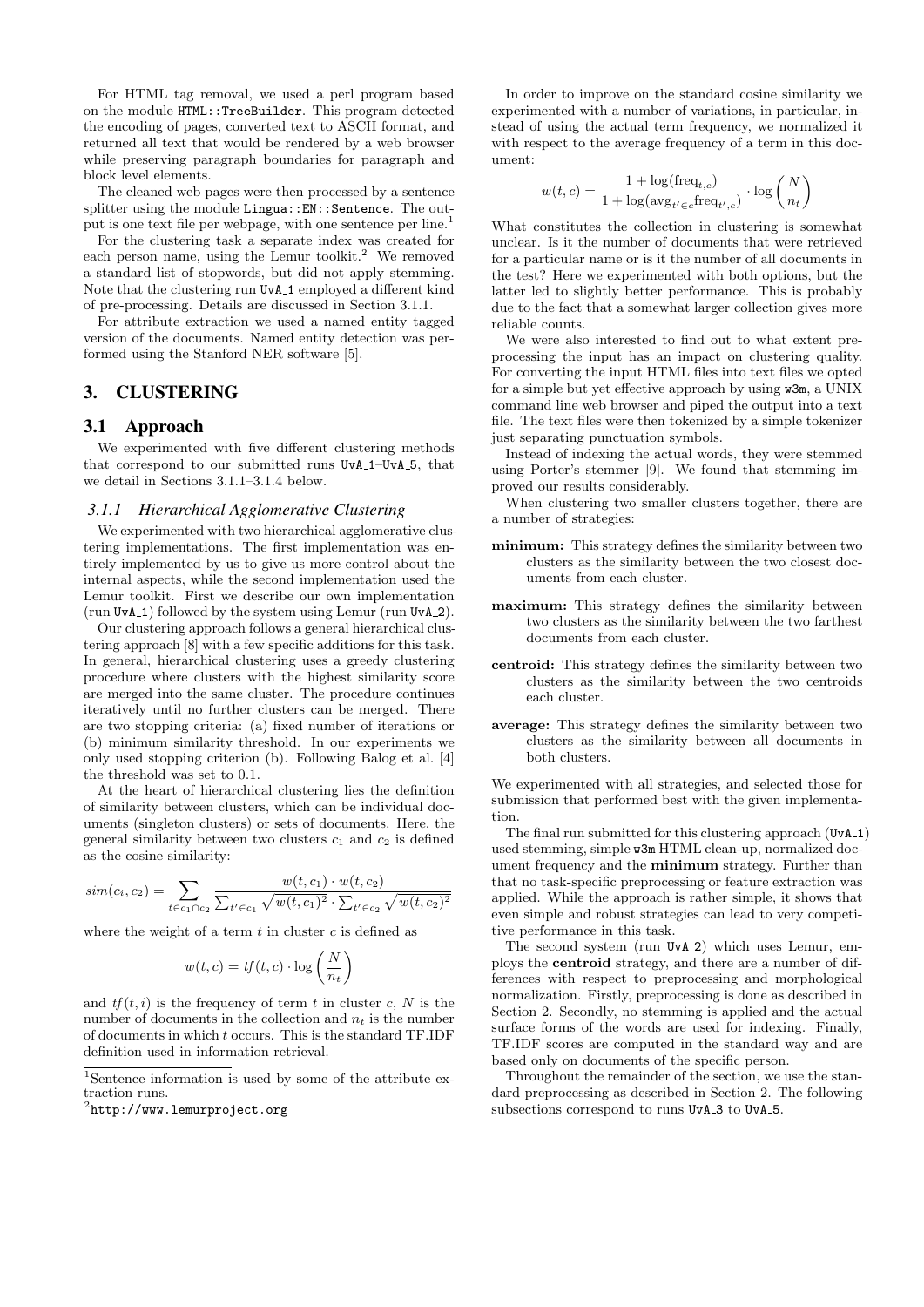For HTML tag removal, we used a perl program based on the module `HTML::TreeBuilder`. This program detected the encoding of pages, converted text to ASCII format, and returned all text that would be rendered by a web browser while preserving paragraph boundaries for paragraph and block level elements.

The cleaned web pages were then processed by a sentence splitter using the module `Lingua::EN::Sentence`. The output is one text file per webpage, with one sentence per line.[1]

For the clustering task a separate index was created for each person name, using the Lemur toolkit.[2] We removed a standard list of stopwords, but did not apply stemming. Note that the clustering run `UvA_1` employed a different kind of pre-processing. Details are discussed in Section 3.1.1.

For attribute extraction we used a named entity tagged version of the documents. Named entity detection was performed using the Stanford NER software [5].

## 3. CLUSTERING

### 3.1 Approach

We experimented with five different clustering methods that correspond to our submitted runs `UvA_1`–`UvA_5`, that we detail in Sections 3.1.1–3.1.4 below.

#### 3.1.1 Hierarchical Agglomerative Clustering

We experimented with two hierarchical agglomerative clustering implementations. The first implementation was entirely implemented by us to give us more control about the internal aspects, while the second implementation used the Lemur toolkit. First we describe our own implementation (run `UvA_1`) followed by the system using Lemur (run `UvA_2`).

Our clustering approach follows a general hierarchical clustering approach [8] with a few specific additions for this task. In general, hierarchical clustering uses a greedy clustering procedure where clusters with the highest similarity score are merged into the same cluster. The procedure continues iteratively until no further clusters can be merged. There are two stopping criteria: (a) fixed number of iterations or (b) minimum similarity threshold. In our experiments we only used stopping criterion (b). Following Balog et al. [4] the threshold was set to 0.1.

At the heart of hierarchical clustering lies the definition of similarity between clusters, which can be individual documents (singleton clusters) or sets of documents. Here, the general similarity between two clusters $c_1$ and $c_2$ is defined as the cosine similarity:

$$sim(c_i, c_2) = \sum_{t \in c_1 \cap c_2} \frac{w(t, c_1) \cdot w(t, c_2)}{\sum_{t' \in c_1} \sqrt{w(t, c_1)^2} \cdot \sum_{t' \in c_2} \sqrt{w(t, c_2)^2}}$$

where the weight of a term $t$ in cluster $c$ is defined as

$$w(t, c) = tf(t, c) \cdot \log\left(\frac{N}{n_t}\right)$$

and $tf(t, i)$ is the frequency of term $t$ in cluster $c$, $N$ is the number of documents in the collection and $n_t$ is the number of documents in which $t$ occurs. This is the standard TF.IDF definition used in information retrieval.

In order to improve on the standard cosine similarity we experimented with a number of variations, in particular, instead of using the term frequency, we normalized it with respect to the average frequency of a term in this document:

$$w(t, c) = \frac{1 + \log(\text{freq}_{t,c})}{1 + \log(\text{avg}_{t' \in c}\text{freq}_{t',c})} \cdot \log\left(\frac{N}{n_t}\right)$$

What constitutes the collection in clustering is somewhat unclear. Is it the number of documents that were retrieved for a particular name or is it the number of all documents in the test? Here we experimented with both options, but the latter led to slightly better performance. This is probably due to the fact that a somewhat larger collection gives more reliable counts.

We were also interested to find out to what extent preprocessing the input has an impact on clustering quality. For converting the input HTML files into text files we opted for a simple but yet effective approach by using `w3m`, a UNIX command line web browser and piped the output into a text file. The text files were then tokenized by a simple tokenizer just separating punctuation symbols.

Instead of indexing the actual words, they were stemmed using Porter's stemmer [9]. We found that stemming improved our results considerably.

When clustering two smaller clusters together, there are a number of strategies:

- **minimum:** This strategy defines the similarity between two clusters as the similarity between the two closest documents from each cluster.
- **maximum:** This strategy defines the similarity between two clusters as the similarity between the two farthest documents from each cluster.
- **centroid:** This strategy defines the similarity between two clusters as the similarity between the two centroids each cluster.
- **average:** This strategy defines the similarity between two clusters as the similarity between all documents in both clusters.

We experimented with all strategies, and selected those for submission that performed best with the given implementation.

The final run submitted for this clustering approach (`UvA_1`) used stemming, simple `w3m` HTML clean-up, normalized document frequency and the **minimum** strategy. Further than that no task-specific preprocessing or feature extraction was applied. While the approach is rather simple, it shows that even simple and robust strategies can lead to very competitive performance in this task.

The second system (run `UvA_2`) which uses Lemur, employs the **centroid** strategy, and there are a number of differences with respect to preprocessing and morphological normalization. Firstly, preprocessing is done as described in Section 2. Secondly, no stemming is applied and the actual surface forms of the words are used for indexing. Finally, TF.IDF scores are computed in the standard way and are based only on documents of the specific person.

Throughout the remainder of the section, we use the standard preprocessing as described in Section 2. The following subsections correspond to runs `UvA_3` to `UvA_5`.

[1] Sentence information is used by some of the attribute extraction runs.

[2] http://www.lemurproject.org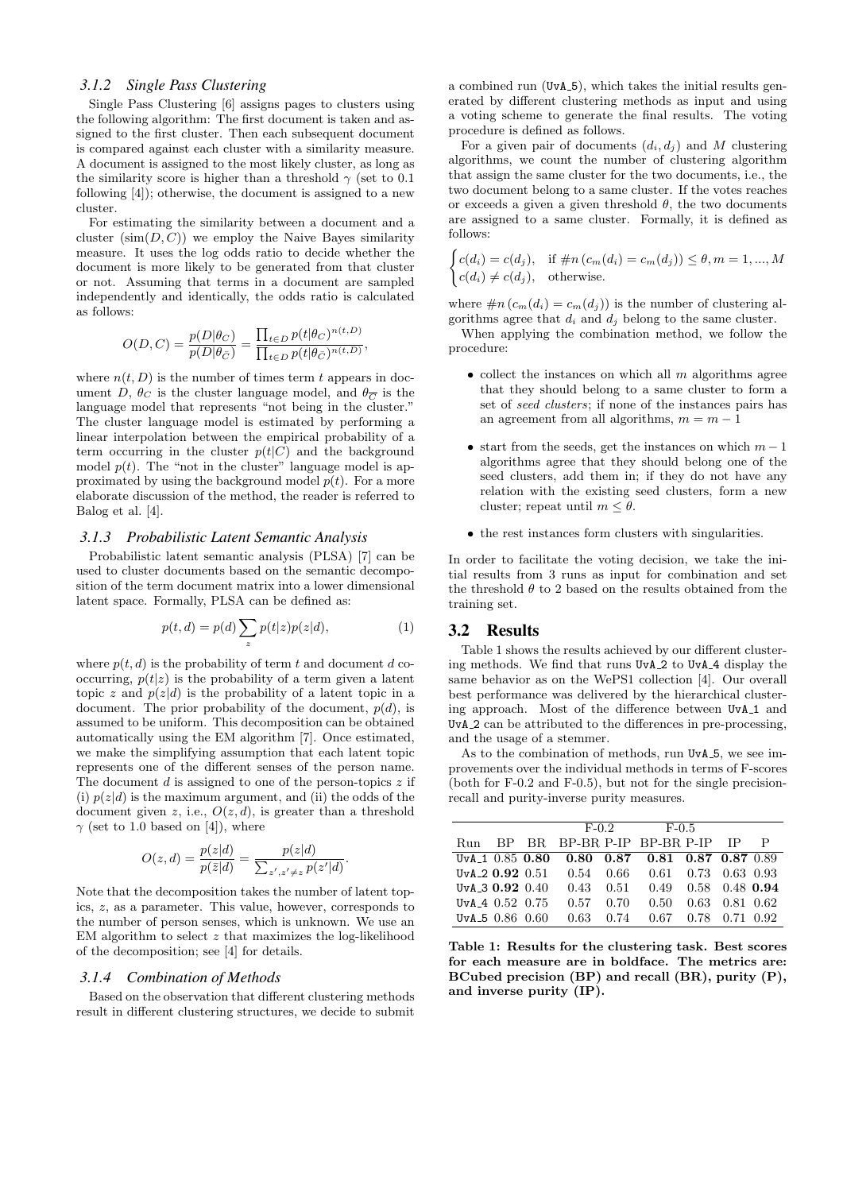### 3.1.2 Single Pass Clustering

Single Pass Clustering [6] assigns pages to clusters using the following algorithm: The first document is taken and assigned to the first cluster. Then each subsequent document is compared against each cluster with a similarity measure. A document is assigned to the most likely cluster, as long as the similarity score is higher than a threshold $\gamma$ (set to 0.1 following [4]); otherwise, the document is assigned to a new cluster.

For estimating the similarity between a document and a cluster ($\mathrm{sim}(D, C)$) we employ the Naive Bayes similarity measure. It uses the log odds ratio to decide whether the document is more likely to be generated from that cluster or not. Assuming that terms in a document are sampled independently and identically, the odds ratio is calculated as follows:

$$O(D, C) = \frac{p(D|\theta_C)}{p(D|\theta_{\bar{C}})} = \frac{\prod_{t \in D} p(t|\theta_C)^{n(t,D)}}{\prod_{t \in D} p(t|\theta_{\bar{C}})^{n(t,D)}},$$

where $n(t, D)$ is the number of times term $t$ appears in document $D$, $\theta_C$ is the cluster language model, and $\theta_{\overline{C}}$ is the language model that represents "not being in the cluster." The cluster language model is estimated by performing a linear interpolation between the empirical probability of a term occurring in the cluster $p(t|C)$ and the background model $p(t)$. The "not in the cluster" language model is approximated by using the background model $p(t)$. For a more elaborate discussion of the method, the reader is referred to Balog et al. [4].

### 3.1.3 Probabilistic Latent Semantic Analysis

Probabilistic latent semantic analysis (PLSA) [7] can be used to cluster documents based on the semantic decomposition of the term document matrix into a lower dimensional latent space. Formally, PLSA can be defined as:

$$p(t, d) = p(d) \sum_{z} p(t|z) p(z|d), \tag{1}$$

where $p(t, d)$ is the probability of term $t$ and document $d$ co-occurring, $p(t|z)$ is the probability of a term given a latent topic $z$ and $p(z|d)$ is the probability of a latent topic in a document. The prior probability of the document, $p(d)$, is assumed to be uniform. This decomposition can be obtained automatically using the EM algorithm [7]. Once estimated, we make the simplifying assumption that each latent topic represents one of the different senses of the person name. The document $d$ is assigned to one of the person-topics $z$ if (i) $p(z|d)$ is the maximum argument, and (ii) the odds of the document given $z$, i.e., $O(z, d)$, is greater than a threshold $\gamma$ (set to 1.0 based on [4]), where

$$O(z, d) = \frac{p(z|d)}{p(\bar{z}|d)} = \frac{p(z|d)}{\sum_{z', z' \neq z} p(z'|d)}.$$

Note that the decomposition takes the number of latent topics, $z$, as a parameter. This value, however, corresponds to the number of person senses, which is unknown. We use an EM algorithm to select $z$ that maximizes the log-likelihood of the decomposition; see [4] for details.

### 3.1.4 Combination of Methods

Based on the observation that different clustering methods result in different clustering structures, we decide to submit a combined run (UvA_5), which takes the initial results generated by different clustering methods as input and using a voting scheme to generate the final results. The voting procedure is defined as follows.

For a given pair of documents $(d_i, d_j)$ and $M$ clustering algorithms, we count the number of clustering algorithm that assign the same cluster for the two documents, i.e., the two document belong to a same cluster. If the votes reaches or exceeds a given threshold $\theta$, the two documents are assigned to a same cluster. Formally, it is defined as follows:

$$\begin{cases} c(d_i) = c(d_j), & \text{if } \#n\left(c_m(d_i) = c_m(d_j)\right) \leq \theta, m = 1, ..., M \\ c(d_i) \neq c(d_j), & \text{otherwise.} \end{cases}$$

where $\#n\left(c_m(d_i) = c_m(d_j)\right)$ is the number of clustering algorithms agree that $d_i$ and $d_j$ belong to the same cluster.

When applying the combination method, we follow the procedure:

- collect the instances on which all $m$ algorithms agree that they should belong to a same cluster to form a set of *seed clusters*; if none of the instances pairs has an agreement from all algorithms, $m = m - 1$
- start from the seeds, get the instances on which $m - 1$ algorithms agree that they should belong one of the seed clusters, add them in; if they do not have any relation with the existing seed clusters, form a new cluster; repeat until $m \leq \theta$.
- the rest instances form clusters with singularities.

In order to facilitate the voting decision, we take the initial results from 3 runs as input for combination and set the threshold $\theta$ to 2 based on the results obtained from the training set.

## 3.2 Results

Table 1 shows the results achieved by our different clustering methods. We find that runs UvA_2 to UvA_4 display the same behavior as on the WePS1 collection [4]. Our overall best performance was delivered by the hierarchical clustering approach. Most of the difference between UvA_1 and UvA_2 can be attributed to the differences in pre-processing, and the usage of a stemmer.

As to the combination of methods, run UvA_5, we see improvements over the individual methods in terms of F-scores (both for F-0.2 and F-0.5), but not for the single precision-recall and purity-inverse purity measures.

| | | | F-0.2 | | F-0.5 | | | |
|---|---|---|---|---|---|---|---|---|
| Run | BP | BR | BP-BR | P-IP | BP-BR | P-IP | IP | P |
| UvA_1 | 0.85 | **0.80** | **0.80** | **0.87** | **0.81** | **0.87** | **0.87** | 0.89 |
| UvA_2 | **0.92** | 0.51 | 0.54 | 0.66 | 0.61 | 0.73 | 0.63 | 0.93 |
| UvA_3 | **0.92** | 0.40 | 0.43 | 0.51 | 0.49 | 0.58 | 0.48 | **0.94** |
| UvA_4 | 0.52 | 0.75 | 0.57 | 0.70 | 0.50 | 0.63 | 0.81 | 0.62 |
| UvA_5 | 0.86 | 0.60 | 0.63 | 0.74 | 0.67 | 0.78 | 0.71 | 0.92 |

**Table 1: Results for the clustering task. Best scores for each measure are in boldface. The metrics are: BCubed precision (BP) and recall (BR), purity (P), and inverse purity (IP).**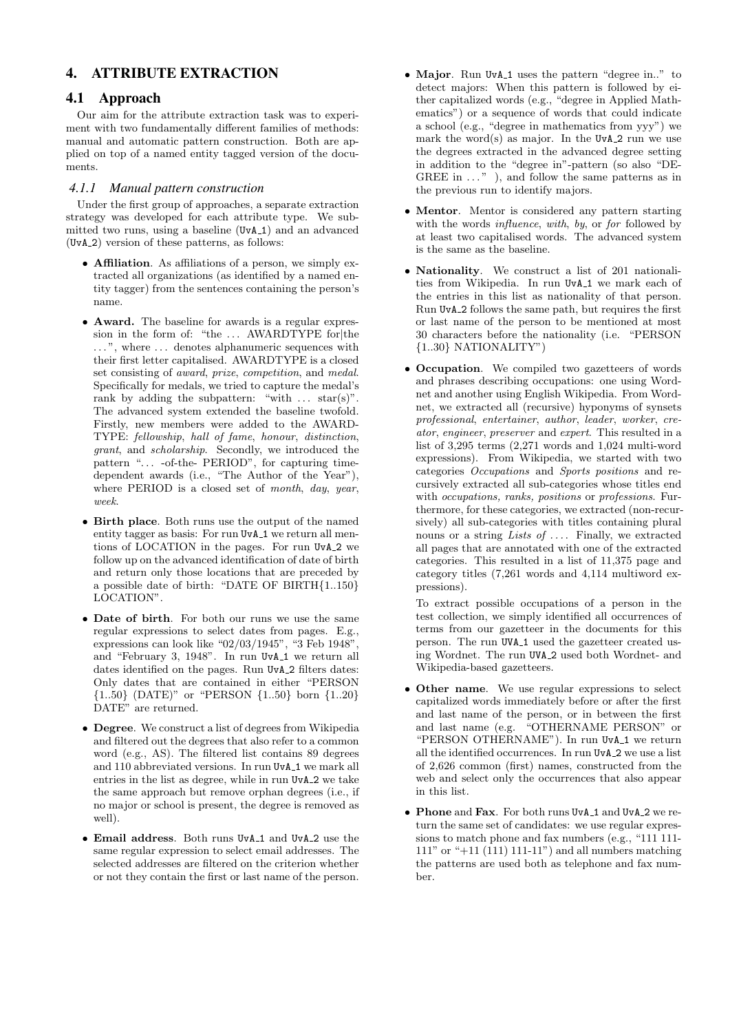## 4. ATTRIBUTE EXTRACTION

### 4.1 Approach

Our aim for the attribute extraction task was to experiment with two fundamentally different families of methods: manual and automatic pattern construction. Both are applied on top of a named entity tagged version of the documents.

#### 4.1.1 Manual pattern construction

Under the first group of approaches, a separate extraction strategy was developed for each attribute type. We submitted two runs, using a baseline (`UvA_1`) and an advanced (`UvA_2`) version of these patterns, as follows:

- **Affiliation**. As affiliations of a person, we simply extracted all organizations (as identified by a named entity tagger) from the sentences containing the person's name.
- **Award.** The baseline for awards is a regular expression in the form of: "the ... AWARDTYPE for|the ...", where ... denotes alphanumeric sequences with their first letter capitalised. AWARDTYPE is a closed set consisting of *award*, *prize*, *competition*, and *medal*. Specifically for medals, we tried to capture the medal's rank by adding the subpattern: "with ... star(s)". The advanced system extended the baseline twofold. Firstly, new members were added to the AWARDTYPE: *fellowship*, *hall of fame*, *honour*, *distinction*, *grant*, and *scholarship*. Secondly, we introduced the pattern "... -of-the- PERIOD", for capturing time-dependent awards (i.e., "The Author of the Year"), where PERIOD is a closed set of *month*, *day*, *year*, *week*.
- **Birth place**. Both runs use the output of the named entity tagger as basis: For run `UvA_1` we return all mentions of LOCATION in the pages. For run `UvA_2` we follow up on the advanced identification of date of birth and return only those locations that are preceded by a possible date of birth: "DATE OF BIRTH{1..150} LOCATION".
- **Date of birth**. For both our runs we use the same regular expressions to select dates from pages. E.g., expressions can look like "02/03/1945", "3 Feb 1948", and "February 3, 1948". In run `UvA_1` we return all dates identified on the pages. Run `UvA_2` filters dates: Only dates that are contained in either "PERSON {1..50} (DATE)" or "PERSON {1..50} born {1..20} DATE" are returned.
- **Degree**. We construct a list of degrees from Wikipedia and filtered out the degrees that also refer to a common word (e.g., AS). The filtered list contains 89 degrees and 110 abbreviated versions. In run `UvA_1` we mark all entries in the list as degree, while in run `UvA_2` we take the same approach but remove orphan degrees (i.e., if no major or school is present, the degree is removed as well).
- **Email address**. Both runs `UvA_1` and `UvA_2` use the same regular expression to select email addresses. The selected addresses are filtered on the criterion whether or not they contain the first or last name of the person.
- **Major**. Run `UvA_1` uses the pattern "degree in.." to detect majors: When this pattern is followed by either capitalized words (e.g., "degree in Applied Mathematics") or a sequence of words that could indicate a school (e.g., "degree in mathematics from yyy") we mark the word(s) as major. In the `UvA_2` run we use the degrees extracted in the advanced degree setting in addition to the "degree in"-pattern (so also "DEGREE in ..." ), and follow the same patterns as in the previous run to identify majors.
- **Mentor**. Mentor is considered any pattern starting with the words *influence*, *with*, *by*, or *for* followed by at least two capitalised words. The advanced system is the same as the baseline.
- **Nationality**. We construct a list of 201 nationalities from Wikipedia. In run `UvA_1` we mark each of the entries in this list as nationality of that person. Run `UvA_2` follows the same path, but requires the first or last name of the person to be mentioned at most 30 characters before the nationality (i.e. "PERSON {1..30} NATIONALITY")
- **Occupation**. We compiled two gazetteers of words and phrases describing occupations: one using Wordnet and another using English Wikipedia. From Wordnet, we extracted all (recursive) hyponyms of synsets *professional*, *entertainer*, *author*, *leader*, *worker*, *creator*, *engineer*, *preserver* and *expert*. This resulted in a list of 3,295 terms (2,271 words and 1,024 multi-word expressions). From Wikipedia, we started with two categories *Occupations* and *Sports positions* and recursively extracted all sub-categories whose titles end with *occupations, ranks, positions* or *professions*. Furthermore, for these categories, we extracted (non-recursively) all sub-categories with titles containing plural nouns or a string *Lists of ...*. Finally, we extracted all pages that are annotated with one of the extracted categories. This resulted in a list of 11,375 page and category titles (7,261 words and 4,114 multiword expressions).

  To extract possible occupations of a person in the test collection, we simply identified all occurrences of terms from our gazetteer in the documents for this person. The run `UVA_1` used the gazetteer created using Wordnet. The run `UVA_2` used both Wordnet- and Wikipedia-based gazetteers.
- **Other name**. We use regular expressions to select capitalized words immediately before or after the first and last name of the person, or in between the first and last name (e.g. "OTHERNAME PERSON" or "PERSON OTHERNAME"). In run `UvA_1` we return all the identified occurrences. In run `UvA_2` we use a list of 2,626 common (first) names, constructed from the web and select only the occurrences that also appear in this list.
- **Phone** and **Fax**. For both runs `UvA_1` and `UvA_2` we return the same set of candidates: we use regular expressions to match phone and fax numbers (e.g., "111 111-111" or "+11 (111) 111-11") and all numbers matching the patterns are used both as telephone and fax number.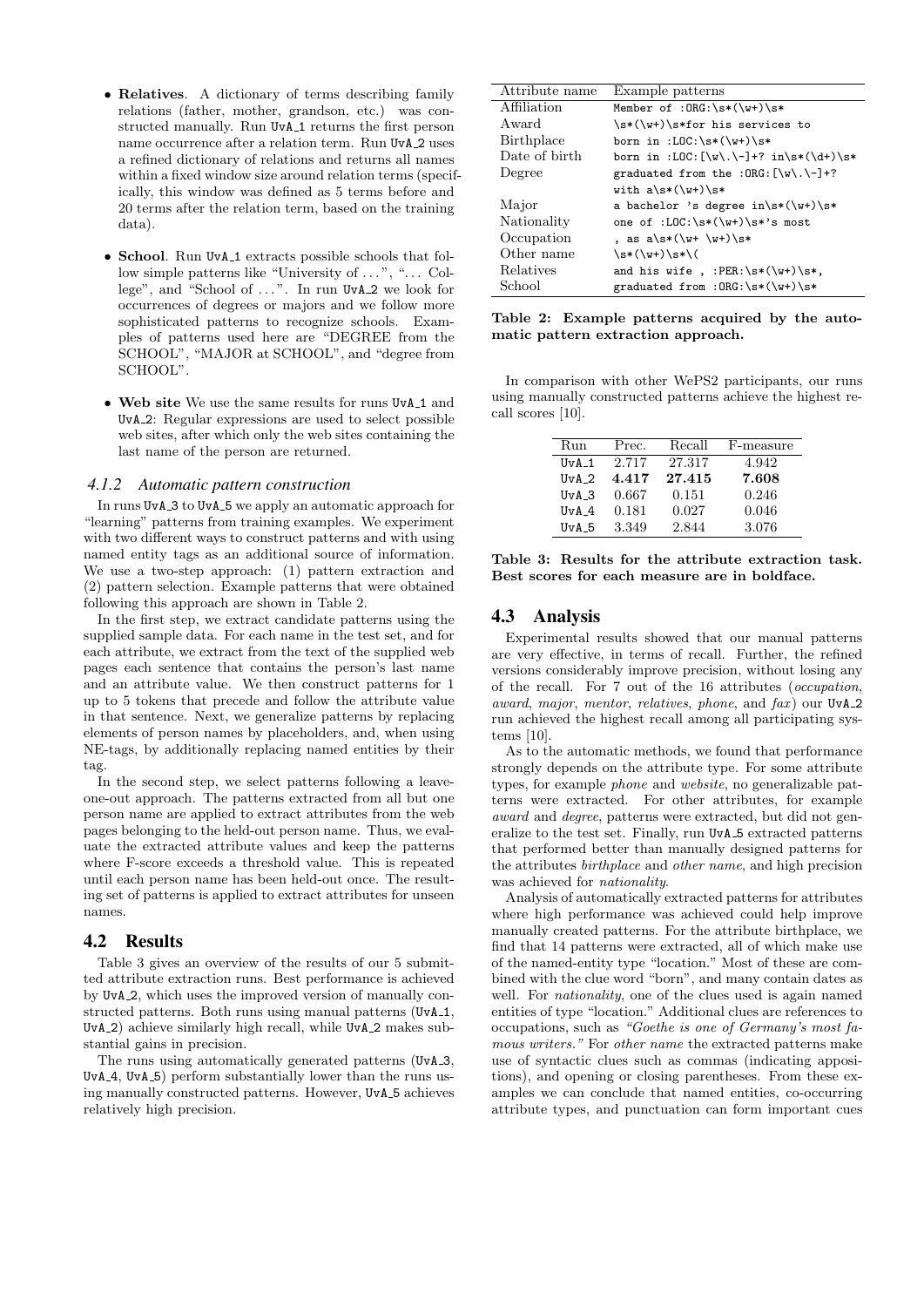- **Relatives**. A dictionary of terms describing family relations (father, mother, grandson, etc.) was constructed manually. Run `UvA_1` returns the first person name occurrence after a relation term. Run `UvA_2` uses a refined dictionary of relations and returns all names within a fixed window size around relation terms (specifically, this window was defined as 5 terms before and 20 terms after the relation term, based on the training data).
- **School**. Run `UvA_1` extracts possible schools that follow simple patterns like "University of ...", "... College", and "School of ...". In run `UvA_2` we look for occurrences of degrees or majors and we follow more sophisticated patterns to recognize schools. Examples of patterns used here are "DEGREE from the SCHOOL", "MAJOR at SCHOOL", and "degree from SCHOOL".
- **Web site** We use the same results for runs `UvA_1` and `UvA_2`: Regular expressions are used to select possible web sites, after which only the web sites containing the last name of the person are returned.

### 4.1.2 Automatic pattern construction

In runs `UvA_3` to `UvA_5` we apply an automatic approach for "learning" patterns from training examples. We experiment with two different ways to construct patterns and with using named entity tags as an additional source of information. We use a two-step approach: (1) pattern extraction and (2) pattern selection. Example patterns that were obtained following this approach are shown in Table 2.

In the first step, we extract candidate patterns using the supplied sample data. For each name in the test set, and for each attribute, we extract from the text of the supplied web pages each sentence that contains the person's last name and an attribute value. We then construct patterns for 1 up to 5 tokens that precede and follow the attribute value in that sentence. Next, we generalize patterns by replacing elements of person names by placeholders, and, when using NE-tags, by additionally replacing named entities by their tag.

In the second step, we select patterns following a leave-one-out approach. The patterns extracted from all but one person name are applied to extract attributes from the web pages belonging to the held-out person name. Thus, we evaluate the extracted attribute values and keep the patterns where F-score exceeds a threshold value. This is repeated until each person name has been held-out once. The resulting set of patterns is applied to extract attributes for unseen names.

## 4.2 Results

Table 3 gives an overview of the results of our 5 submitted attribute extraction runs. Best performance is achieved by `UvA_2`, which uses the improved version of manually constructed patterns. Both runs using manual patterns (`UvA_1`, `UvA_2`) achieve similarly high recall, while `UvA_2` makes substantial gains in precision.

The runs using automatically generated patterns (`UvA_3`, `UvA_4`, `UvA_5`) perform substantially lower than the runs using manually constructed patterns. However, `UvA_5` achieves relatively high precision.

| Attribute name | Example patterns |
|---|---|
| Affiliation | `Member of :ORG:\s*(\w+)\s*` |
| Award | `\s*(\w+)\s*for his services to` |
| Birthplace | `born in :LOC:\s*(\w+)\s*` |
| Date of birth | `born in :LOC:[\w\.\-]+? in\s*(\d+)\s*` |
| Degree | `graduated from the :ORG:[\w\.\-]+? with a\s*(\w+)\s*` |
| Major | `a bachelor 's degree in\s*(\w+)\s*` |
| Nationality | `one of :LOC:\s*(\w+)\s*'s most` |
| Occupation | `, as a\s*(\w+ \w+)\s*` |
| Other name | `\s*(\w+)\s*\(` |
| Relatives | `and his wife , :PER:\s*(\w+)\s*,` |
| School | `graduated from :ORG:\s*(\w+)\s*` |

**Table 2: Example patterns acquired by the automatic pattern extraction approach.**

In comparison with other WePS2 participants, our runs using manually constructed patterns achieve the highest recall scores [10].

| Run | Prec. | Recall | F-measure |
|---|---|---|---|
| UvA_1 | 2.717 | 27.317 | 4.942 |
| UvA_2 | **4.417** | **27.415** | **7.608** |
| UvA_3 | 0.667 | 0.151 | 0.246 |
| UvA_4 | 0.181 | 0.027 | 0.046 |
| UvA_5 | 3.349 | 2.844 | 3.076 |

**Table 3: Results for the attribute extraction task. Best scores for each measure are in boldface.**

## 4.3 Analysis

Experimental results showed that our manual patterns are very effective, in terms of recall. Further, the refined versions considerably improve precision, without losing any of the recall. For 7 out of the 16 attributes (*occupation*, *award*, *major*, *mentor*, *relatives*, *phone*, and *fax*) our `UvA_2` run achieved the highest recall among all participating systems [10].

As to the automatic methods, we found that performance strongly depends on the attribute type. For some attribute types, for example *phone* and *website*, no generalizable patterns were extracted. For other attributes, for example *award* and *degree*, patterns were extracted, but did not generalize to the test set. Finally, run `UvA_5` extracted patterns that performed better than manually designed patterns for the attributes *birthplace* and *other name*, and high precision was achieved for *nationality*.

Analysis of automatically extracted patterns for attributes where high performance was achieved could help improve manually created patterns. For the attribute birthplace, we find that 14 patterns were extracted, all of which make use of the named-entity type "location." Most of these are combined with the clue word "born", and many contain dates as well. For *nationality*, one of the clues used is again named entities of type "location." Additional clues are references to occupations, such as *"Goethe is one of Germany's most famous writers."* For *other name* the extracted patterns make use of syntactic clues such as commas (indicating appositions), and opening or closing parentheses. From these examples we can conclude that named entities, co-occurring attribute types, and punctuation can form important cues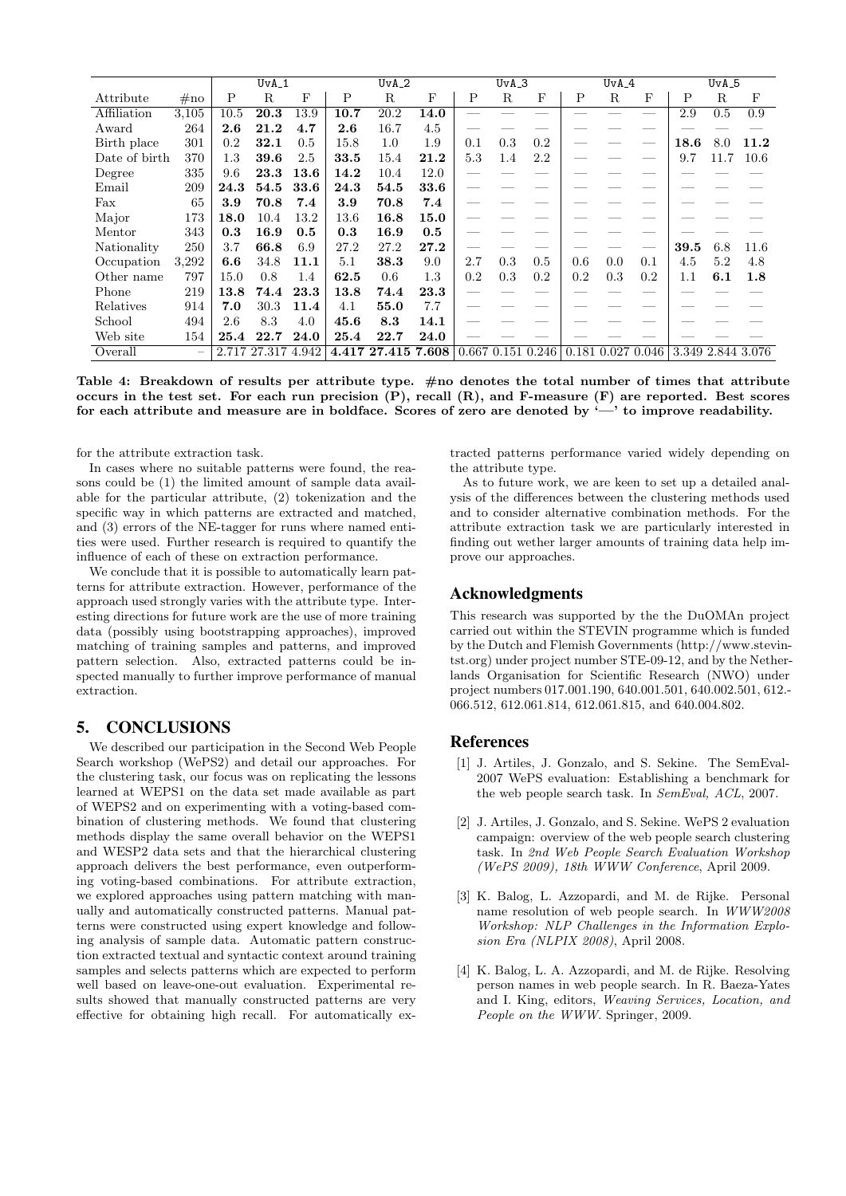| | | UvA_1 | | | UvA_2 | | | UvA_3 | | | UvA_4 | | | UvA_5 | | |
|---|---|---|---|---|---|---|---|---|---|---|---|---|---|---|---|---|
| Attribute | #no | P | R | F | P | R | F | P | R | F | P | R | F | P | R | F |
| Affiliation | 3,105 | 10.5 | **20.3** | 13.9 | **10.7** | 20.2 | **14.0** | — | — | — | — | — | — | 2.9 | 0.5 | 0.9 |
| Award | 264 | **2.6** | **21.2** | **4.7** | **2.6** | 16.7 | 4.5 | — | — | — | — | — | — | — | — | — |
| Birth place | 301 | 0.2 | **32.1** | 0.5 | 15.8 | 1.0 | 1.9 | 0.1 | 0.3 | 0.2 | — | — | — | **18.6** | 8.0 | **11.2** |
| Date of birth | 370 | 1.3 | **39.6** | 2.5 | **33.5** | 15.4 | **21.2** | 5.3 | 1.4 | 2.2 | — | — | — | 9.7 | 11.7 | 10.6 |
| Degree | 335 | 9.6 | **23.3** | **13.6** | **14.2** | 10.4 | 12.0 | — | — | — | — | — | — | — | — | — |
| Email | 209 | **24.3** | **54.5** | **33.6** | **24.3** | **54.5** | **33.6** | — | — | — | — | — | — | — | — | — |
| Fax | 65 | **3.9** | **70.8** | **7.4** | **3.9** | **70.8** | **7.4** | — | — | — | — | — | — | — | — | — |
| Major | 173 | **18.0** | 10.4 | 13.2 | 13.6 | **16.8** | **15.0** | — | — | — | — | — | — | — | — | — |
| Mentor | 343 | **0.3** | **16.9** | **0.5** | **0.3** | **16.9** | **0.5** | — | — | — | — | — | — | — | — | — |
| Nationality | 250 | 3.7 | **66.8** | 6.9 | 27.2 | 27.2 | **27.2** | — | — | — | — | — | — | **39.5** | 6.8 | 11.6 |
| Occupation | 3,292 | **6.6** | 34.8 | **11.1** | 5.1 | **38.3** | 9.0 | 2.7 | 0.3 | 0.5 | 0.6 | 0.0 | 0.1 | 4.5 | 5.2 | 4.8 |
| Other name | 797 | 15.0 | 0.8 | 1.4 | **62.5** | 0.6 | 1.3 | 0.2 | 0.3 | 0.2 | 0.2 | 0.3 | 0.2 | 1.1 | **6.1** | **1.8** |
| Phone | 219 | **13.8** | **74.4** | **23.3** | **13.8** | **74.4** | **23.3** | — | — | — | — | — | — | — | — | — |
| Relatives | 914 | **7.0** | 30.3 | **11.4** | 4.1 | **55.0** | 7.7 | — | — | — | — | — | — | — | — | — |
| School | 494 | 2.6 | 8.3 | 4.0 | **45.6** | **8.3** | **14.1** | — | — | — | — | — | — | — | — | — |
| Web site | 154 | **25.4** | **22.7** | **24.0** | **25.4** | **22.7** | **24.0** | — | — | — | — | — | — | — | — | — |
| Overall | – | 2.717 | 27.317 | 4.942 | **4.417** | **27.415** | **7.608** | 0.667 | 0.151 | 0.246 | 0.181 | 0.027 | 0.046 | 3.349 | 2.844 | 3.076 |

**Table 4: Breakdown of results per attribute type. #no denotes the total number of times that attribute occurs in the test set. For each run precision (P), recall (R), and F-measure (F) are reported. Best scores for each attribute and measure are in boldface. Scores of zero are denoted by '—' to improve readability.**

for the attribute extraction task.

In cases where no suitable patterns were found, the reasons could be (1) the limited amount of sample data available for the particular attribute, (2) tokenization and the specific way in which patterns are extracted and matched, and (3) errors of the NE-tagger for runs where named entities were used. Further research is required to quantify the influence of each of these on extraction performance.

We conclude that it is possible to automatically learn patterns for attribute extraction. However, performance of the approach used strongly varies with the attribute type. Interesting directions for future work are the use of more training data (possibly using bootstrapping approaches), improved matching of training samples and patterns, and improved pattern selection. Also, extracted patterns could be inspected manually to further improve performance of manual extraction.

## 5. CONCLUSIONS

We described our participation in the Second Web People Search workshop (WePS2) and detail our approaches. For the clustering task, our focus was on replicating the lessons learned at WEPS1 on the data set made available as part of WEPS2 and on experimenting with a voting-based combination of clustering methods. We found that clustering methods display the same overall behavior on the WEPS1 and WESP2 data sets and that the hierarchical clustering approach delivers the best performance, even outperforming voting-based combinations. For attribute extraction, we explored approaches using pattern matching with manually and automatically constructed patterns. Manual patterns were constructed using expert knowledge and following analysis of sample data. Automatic pattern construction extracted textual and syntactic context around training samples and selects patterns which are expected to perform well based on leave-one-out evaluation. Experimental results showed that manually constructed patterns are very effective for obtaining high recall. For automatically extracted patterns performance varied widely depending on the attribute type.

As to future work, we are keen to set up a detailed analysis of the differences between the clustering methods used and to consider alternative combination methods. For the attribute extraction task we are particularly interested in finding out wether larger amounts of training data help improve our approaches.

## Acknowledgments

This research was supported by the the DuOMAn project carried out within the STEVIN programme which is funded by the Dutch and Flemish Governments (http://www.stevin-tst.org) under project number STE-09-12, and by the Netherlands Organisation for Scientific Research (NWO) under project numbers 017.001.190, 640.001.501, 640.002.501, 612.-066.512, 612.061.814, 612.061.815, and 640.004.802.

## References

[1] J. Artiles, J. Gonzalo, and S. Sekine. The SemEval-2007 WePS evaluation: Establishing a benchmark for the web people search task. In *SemEval, ACL*, 2007.

[2] J. Artiles, J. Gonzalo, and S. Sekine. WePS 2 evaluation campaign: overview of the web people search clustering task. In *2nd Web People Search Evaluation Workshop (WePS 2009), 18th WWW Conference*, April 2009.

[3] K. Balog, L. Azzopardi, and M. de Rijke. Personal name resolution of web people search. In *WWW2008 Workshop: NLP Challenges in the Information Explosion Era (NLPIX 2008)*, April 2008.

[4] K. Balog, L. A. Azzopardi, and M. de Rijke. Resolving person names in web people search. In R. Baeza-Yates and I. King, editors, *Weaving Services, Location, and People on the WWW*. Springer, 2009.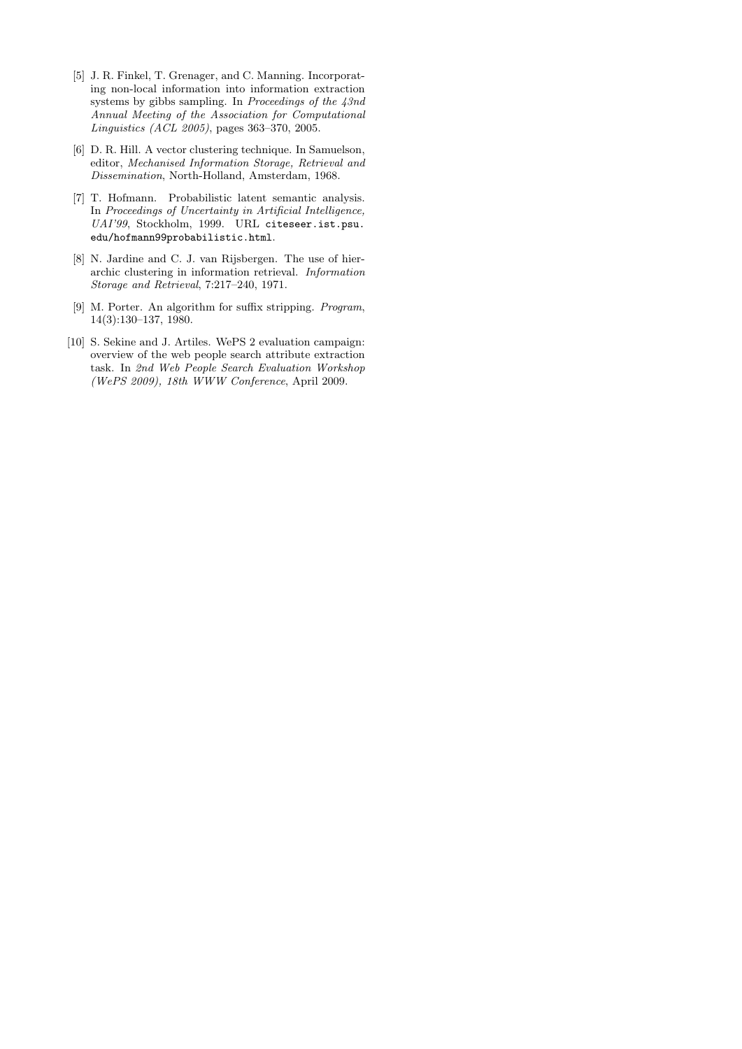[5] J. R. Finkel, T. Grenager, and C. Manning. Incorporating non-local information into information extraction systems by gibbs sampling. In *Proceedings of the 43nd Annual Meeting of the Association for Computational Linguistics (ACL 2005)*, pages 363–370, 2005.

[6] D. R. Hill. A vector clustering technique. In Samuelson, editor, *Mechanised Information Storage, Retrieval and Dissemination*, North-Holland, Amsterdam, 1968.

[7] T. Hofmann. Probabilistic latent semantic analysis. In *Proceedings of Uncertainty in Artificial Intelligence, UAI'99*, Stockholm, 1999. URL `citeseer.ist.psu.edu/hofmann99probabilistic.html`.

[8] N. Jardine and C. J. van Rijsbergen. The use of hierarchic clustering in information retrieval. *Information Storage and Retrieval*, 7:217–240, 1971.

[9] M. Porter. An algorithm for suffix stripping. *Program*, 14(3):130–137, 1980.

[10] S. Sekine and J. Artiles. WePS 2 evaluation campaign: overview of the web people search attribute extraction task. In *2nd Web People Search Evaluation Workshop (WePS 2009), 18th WWW Conference*, April 2009.